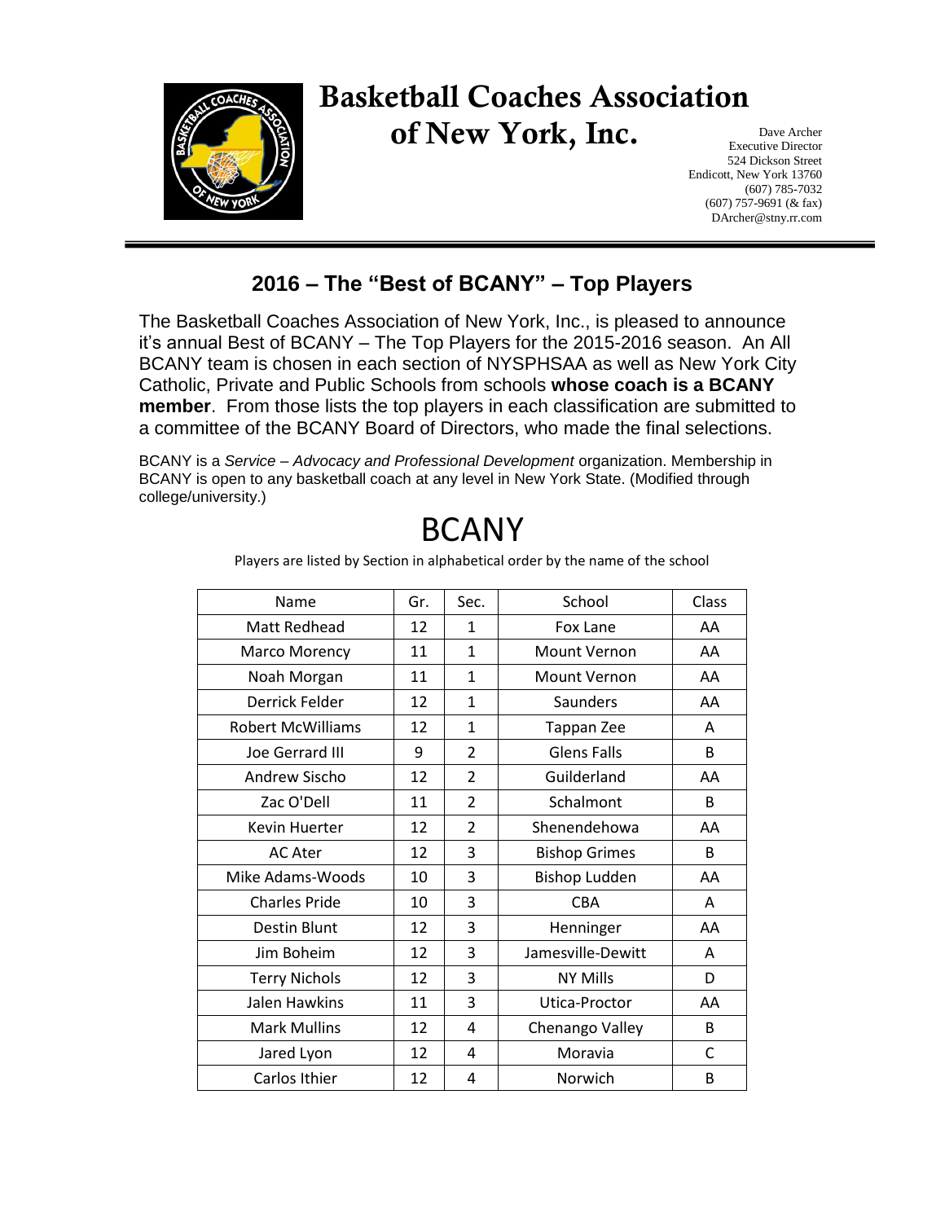# Basketball Coaches Association of New York, Inc.

Dave Archer
Executive Director
524 Dickson Street
Endicott, New York 13760
(607) 785-7032
(607) 757-9691 (& fax)
DArcher@stny.rr.com

## 2016 – The "Best of BCANY" – Top Players

The Basketball Coaches Association of New York, Inc., is pleased to announce it's annual Best of BCANY – The Top Players for the 2015-2016 season. An All BCANY team is chosen in each section of NYSPHSAA as well as New York City Catholic, Private and Public Schools from schools **whose coach is a BCANY member**. From those lists the top players in each classification are submitted to a committee of the BCANY Board of Directors, who made the final selections.

BCANY is a *Service – Advocacy and Professional Development* organization. Membership in BCANY is open to any basketball coach at any level in New York State. (Modified through college/university.)

# BCANY

Players are listed by Section in alphabetical order by the name of the school

| Name | Gr. | Sec. | School | Class |
|---|---|---|---|---|
| Matt Redhead | 12 | 1 | Fox Lane | AA |
| Marco Morency | 11 | 1 | Mount Vernon | AA |
| Noah Morgan | 11 | 1 | Mount Vernon | AA |
| Derrick Felder | 12 | 1 | Saunders | AA |
| Robert McWilliams | 12 | 1 | Tappan Zee | A |
| Joe Gerrard III | 9 | 2 | Glens Falls | B |
| Andrew Sischo | 12 | 2 | Guilderland | AA |
| Zac O'Dell | 11 | 2 | Schalmont | B |
| Kevin Huerter | 12 | 2 | Shenendehowa | AA |
| AC Ater | 12 | 3 | Bishop Grimes | B |
| Mike Adams-Woods | 10 | 3 | Bishop Ludden | AA |
| Charles Pride | 10 | 3 | CBA | A |
| Destin Blunt | 12 | 3 | Henninger | AA |
| Jim Boheim | 12 | 3 | Jamesville-Dewitt | A |
| Terry Nichols | 12 | 3 | NY Mills | D |
| Jalen Hawkins | 11 | 3 | Utica-Proctor | AA |
| Mark Mullins | 12 | 4 | Chenango Valley | B |
| Jared Lyon | 12 | 4 | Moravia | C |
| Carlos Ithier | 12 | 4 | Norwich | B |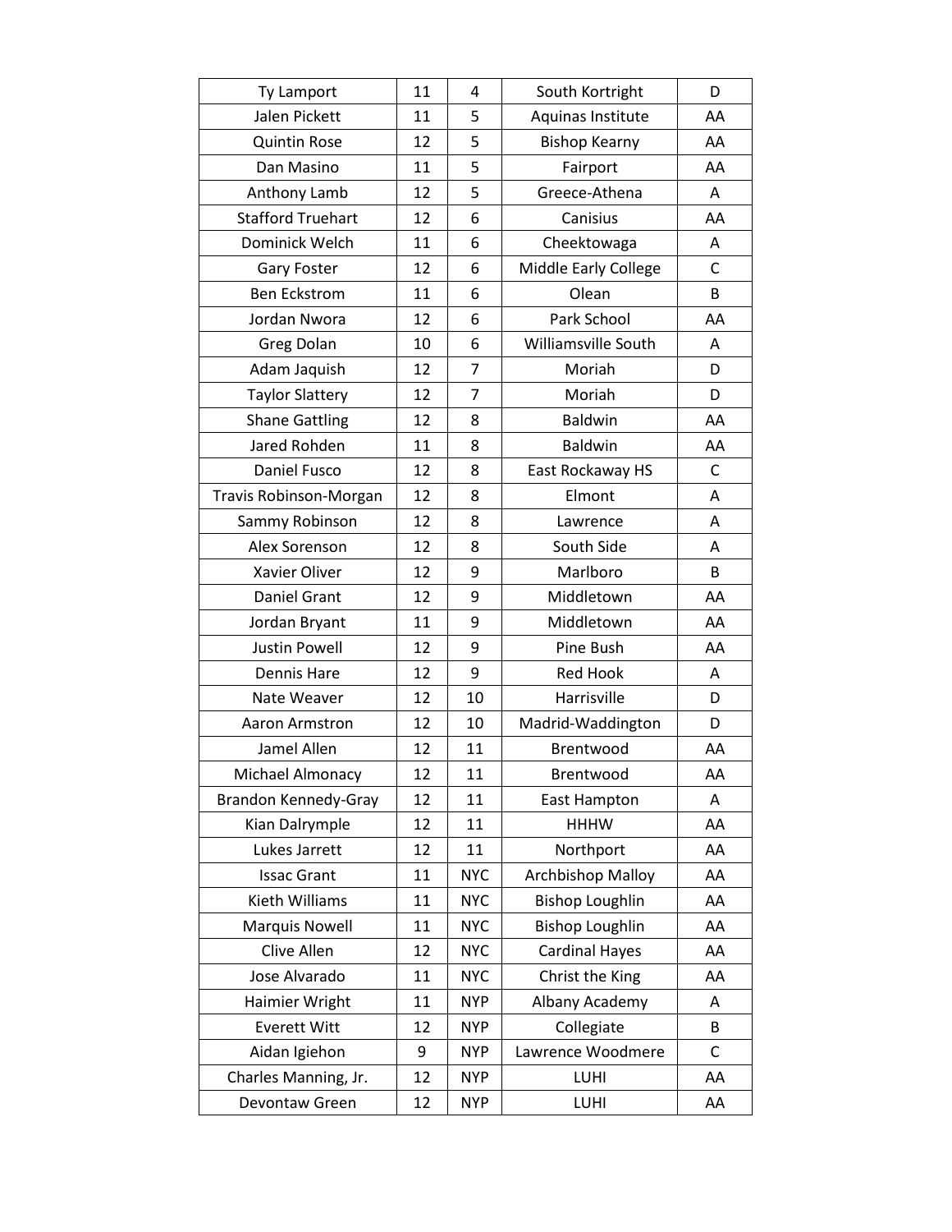| | | | | |
|---|---|---|---|---|
| Ty Lamport | 11 | 4 | South Kortright | D |
| Jalen Pickett | 11 | 5 | Aquinas Institute | AA |
| Quintin Rose | 12 | 5 | Bishop Kearny | AA |
| Dan Masino | 11 | 5 | Fairport | AA |
| Anthony Lamb | 12 | 5 | Greece-Athena | A |
| Stafford Truehart | 12 | 6 | Canisius | AA |
| Dominick Welch | 11 | 6 | Cheektowaga | A |
| Gary Foster | 12 | 6 | Middle Early College | C |
| Ben Eckstrom | 11 | 6 | Olean | B |
| Jordan Nwora | 12 | 6 | Park School | AA |
| Greg Dolan | 10 | 6 | Williamsville South | A |
| Adam Jaquish | 12 | 7 | Moriah | D |
| Taylor Slattery | 12 | 7 | Moriah | D |
| Shane Gattling | 12 | 8 | Baldwin | AA |
| Jared Rohden | 11 | 8 | Baldwin | AA |
| Daniel Fusco | 12 | 8 | East Rockaway HS | C |
| Travis Robinson-Morgan | 12 | 8 | Elmont | A |
| Sammy Robinson | 12 | 8 | Lawrence | A |
| Alex Sorenson | 12 | 8 | South Side | A |
| Xavier Oliver | 12 | 9 | Marlboro | B |
| Daniel Grant | 12 | 9 | Middletown | AA |
| Jordan Bryant | 11 | 9 | Middletown | AA |
| Justin Powell | 12 | 9 | Pine Bush | AA |
| Dennis Hare | 12 | 9 | Red Hook | A |
| Nate Weaver | 12 | 10 | Harrisville | D |
| Aaron Armstron | 12 | 10 | Madrid-Waddington | D |
| Jamel Allen | 12 | 11 | Brentwood | AA |
| Michael Almonacy | 12 | 11 | Brentwood | AA |
| Brandon Kennedy-Gray | 12 | 11 | East Hampton | A |
| Kian Dalrymple | 12 | 11 | HHHW | AA |
| Lukes Jarrett | 12 | 11 | Northport | AA |
| Issac Grant | 11 | NYC | Archbishop Malloy | AA |
| Kieth Williams | 11 | NYC | Bishop Loughlin | AA |
| Marquis Nowell | 11 | NYC | Bishop Loughlin | AA |
| Clive Allen | 12 | NYC | Cardinal Hayes | AA |
| Jose Alvarado | 11 | NYC | Christ the King | AA |
| Haimier Wright | 11 | NYP | Albany Academy | A |
| Everett Witt | 12 | NYP | Collegiate | B |
| Aidan Igiehon | 9 | NYP | Lawrence Woodmere | C |
| Charles Manning, Jr. | 12 | NYP | LUHI | AA |
| Devontaw Green | 12 | NYP | LUHI | AA |